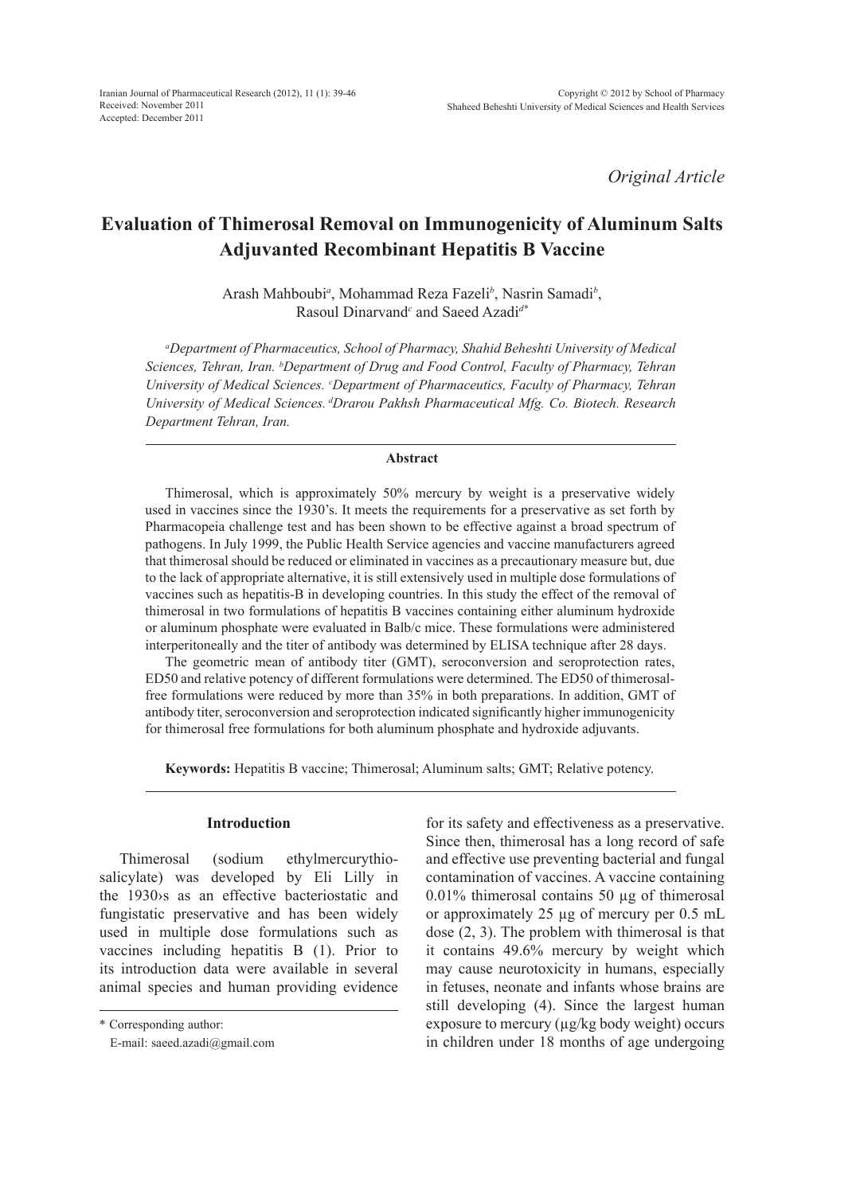Original Article

# Evaluation of Thimerosal Removal on Immunogenicity of Aluminum Salts Adjuvanted Recombinant Hepatitis B Vaccine

Arash Mahboubi[a], Mohammad Reza Fazeli[b], Nasrin Samadi[b], Rasoul Dinarvand[c] and Saeed Azadi[d*]

*[a]Department of Pharmaceutics, School of Pharmacy, Shahid Beheshti University of Medical Sciences, Tehran, Iran. [b]Department of Drug and Food Control, Faculty of Pharmacy, Tehran University of Medical Sciences. [c]Department of Pharmaceutics, Faculty of Pharmacy, Tehran University of Medical Sciences. [d]Drarou Pakhsh Pharmaceutical Mfg. Co. Biotech. Research Department Tehran, Iran.*

## Abstract

Thimerosal, which is approximately 50% mercury by weight is a preservative widely used in vaccines since the 1930's. It meets the requirements for a preservative as set forth by Pharmacopeia challenge test and has been shown to be effective against a broad spectrum of pathogens. In July 1999, the Public Health Service agencies and vaccine manufacturers agreed that thimerosal should be reduced or eliminated in vaccines as a precautionary measure but, due to the lack of appropriate alternative, it is still extensively used in multiple dose formulations of vaccines such as hepatitis-B in developing countries. In this study the effect of the removal of thimerosal in two formulations of hepatitis B vaccines containing either aluminum hydroxide or aluminum phosphate were evaluated in Balb/c mice. These formulations were administered interperitoneally and the titer of antibody was determined by ELISA technique after 28 days.

The geometric mean of antibody titer (GMT), seroconversion and seroprotection rates, ED50 and relative potency of different formulations were determined. The ED50 of thimerosal-free formulations were reduced by more than 35% in both preparations. In addition, GMT of antibody titer, seroconversion and seroprotection indicated significantly higher immunogenicity for thimerosal free formulations for both aluminum phosphate and hydroxide adjuvants.

**Keywords:** Hepatitis B vaccine; Thimerosal; Aluminum salts; GMT; Relative potency.

## Introduction

Thimerosal (sodium ethylmercurythio-salicylate) was developed by Eli Lilly in the 1930›s as an effective bacteriostatic and fungistatic preservative and has been widely used in multiple dose formulations such as vaccines including hepatitis B (1). Prior to its introduction data were available in several animal species and human providing evidence for its safety and effectiveness as a preservative. Since then, thimerosal has a long record of safe and effective use preventing bacterial and fungal contamination of vaccines. A vaccine containing 0.01% thimerosal contains 50 µg of thimerosal or approximately 25 µg of mercury per 0.5 mL dose (2, 3). The problem with thimerosal is that it contains 49.6% mercury by weight which may cause neurotoxicity in humans, especially in fetuses, neonate and infants whose brains are still developing (4). Since the largest human exposure to mercury (µg/kg body weight) occurs in children under 18 months of age undergoing

\* Corresponding author:

E-mail: saeed.azadi@gmail.com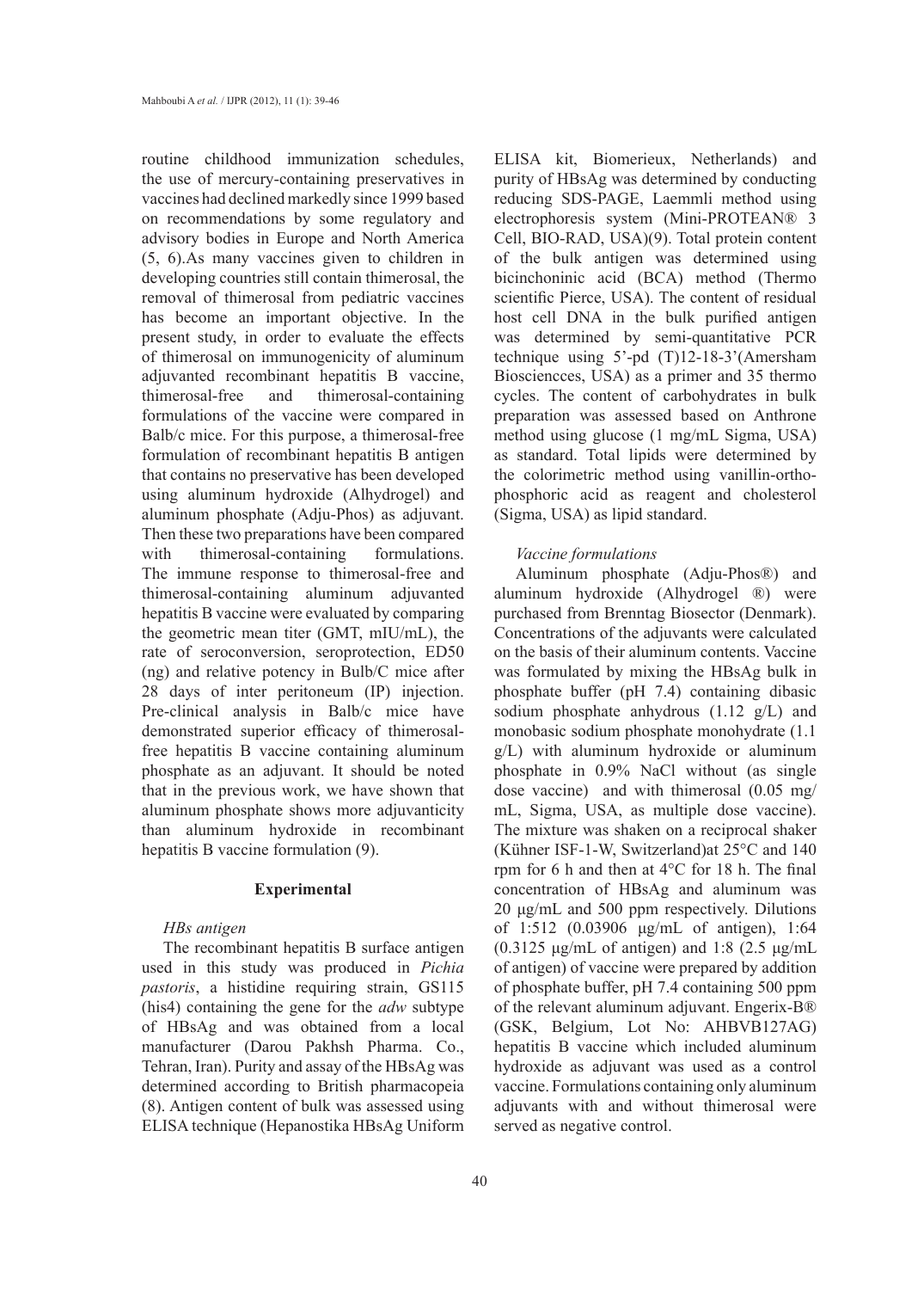routine childhood immunization schedules, the use of mercury-containing preservatives in vaccines had declined markedly since 1999 based on recommendations by some regulatory and advisory bodies in Europe and North America (5, 6).As many vaccines given to children in developing countries still contain thimerosal, the removal of thimerosal from pediatric vaccines has become an important objective. In the present study, in order to evaluate the effects of thimerosal on immunogenicity of aluminum adjuvanted recombinant hepatitis B vaccine, thimerosal-free and thimerosal-containing formulations of the vaccine were compared in Balb/c mice. For this purpose, a thimerosal-free formulation of recombinant hepatitis B antigen that contains no preservative has been developed using aluminum hydroxide (Alhydrogel) and aluminum phosphate (Adju-Phos) as adjuvant. Then these two preparations have been compared with thimerosal-containing formulations. The immune response to thimerosal-free and thimerosal-containing aluminum adjuvanted hepatitis B vaccine were evaluated by comparing the geometric mean titer (GMT, mIU/mL), the rate of seroconversion, seroprotection, ED50 (ng) and relative potency in Bulb/C mice after 28 days of inter peritoneum (IP) injection. Pre-clinical analysis in Balb/c mice have demonstrated superior efficacy of thimerosal-free hepatitis B vaccine containing aluminum phosphate as an adjuvant. It should be noted that in the previous work, we have shown that aluminum phosphate shows more adjuvanticity than aluminum hydroxide in recombinant hepatitis B vaccine formulation (9).

## Experimental

### *HBs antigen*

The recombinant hepatitis B surface antigen used in this study was produced in *Pichia pastoris*, a histidine requiring strain, GS115 (his4) containing the gene for the *adw* subtype of HBsAg and was obtained from a local manufacturer (Darou Pakhsh Pharma. Co., Tehran, Iran). Purity and assay of the HBsAg was determined according to British pharmacopeia (8). Antigen content of bulk was assessed using ELISA technique (Hepanostika HBsAg Uniform ELISA kit, Biomerieux, Netherlands) and purity of HBsAg was determined by conducting reducing SDS-PAGE, Laemmli method using electrophoresis system (Mini-PROTEAN® 3 Cell, BIO-RAD, USA)(9). Total protein content of the bulk antigen was determined using bicinchoninic acid (BCA) method (Thermo scientific Pierce, USA). The content of residual host cell DNA in the bulk purified antigen was determined by semi-quantitative PCR technique using 5'-pd (T)12-18-3'(Amersham Biosciencces, USA) as a primer and 35 thermo cycles. The content of carbohydrates in bulk preparation was assessed based on Anthrone method using glucose (1 mg/mL Sigma, USA) as standard. Total lipids were determined by the colorimetric method using vanillin-ortho-phosphoric acid as reagent and cholesterol (Sigma, USA) as lipid standard.

### *Vaccine formulations*

Aluminum phosphate (Adju-Phos®) and aluminum hydroxide (Alhydrogel ®) were purchased from Brenntag Biosector (Denmark). Concentrations of the adjuvants were calculated on the basis of their aluminum contents. Vaccine was formulated by mixing the HBsAg bulk in phosphate buffer (pH 7.4) containing dibasic sodium phosphate anhydrous (1.12 g/L) and monobasic sodium phosphate monohydrate (1.1 g/L) with aluminum hydroxide or aluminum phosphate in 0.9% NaCl without (as single dose vaccine) and with thimerosal (0.05 mg/mL, Sigma, USA, as multiple dose vaccine). The mixture was shaken on a reciprocal shaker (Kühner ISF-1-W, Switzerland)at 25°C and 140 rpm for 6 h and then at 4°C for 18 h. The final concentration of HBsAg and aluminum was 20 μg/mL and 500 ppm respectively. Dilutions of 1:512 (0.03906 μg/mL of antigen), 1:64 (0.3125 μg/mL of antigen) and 1:8 (2.5 μg/mL of antigen) of vaccine were prepared by addition of phosphate buffer, pH 7.4 containing 500 ppm of the relevant aluminum adjuvant. Engerix-B® (GSK, Belgium, Lot No: AHBVB127AG) hepatitis B vaccine which included aluminum hydroxide as adjuvant was used as a control vaccine. Formulations containing only aluminum adjuvants with and without thimerosal were served as negative control.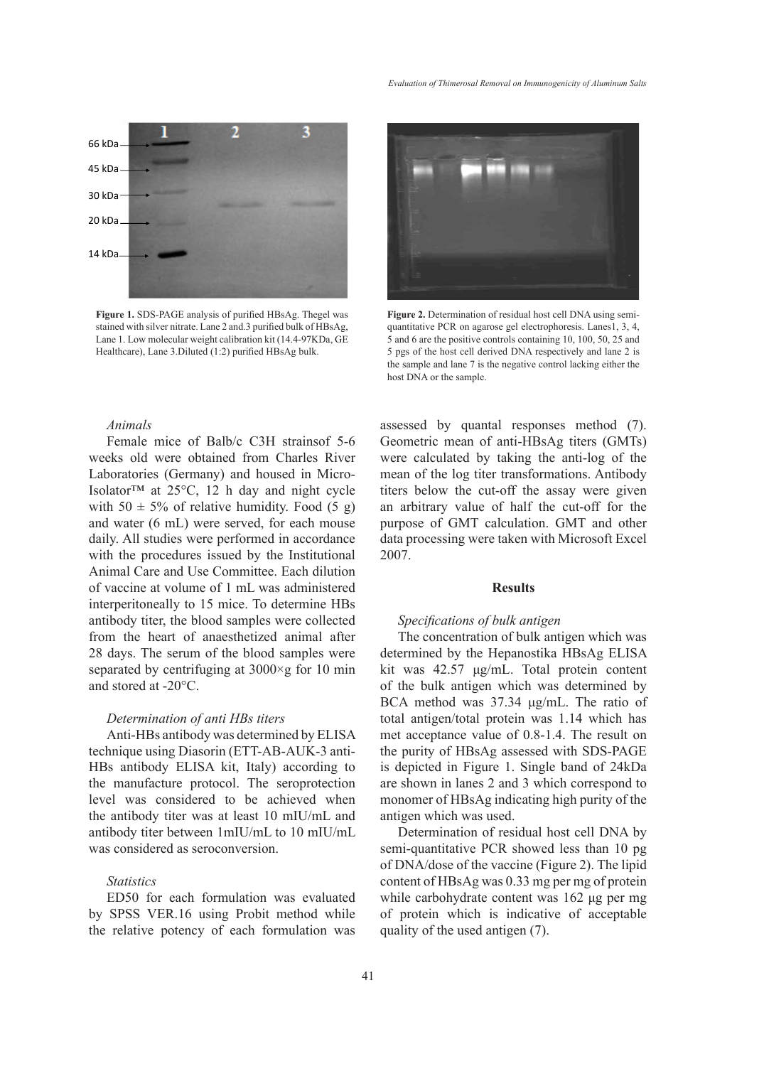**Figure 1.** SDS-PAGE analysis of purified HBsAg. Thegel was stained with silver nitrate. Lane 2 and.3 purified bulk of HBsAg, Lane 1. Low molecular weight calibration kit (14.4-97KDa, GE Healthcare), Lane 3.Diluted (1:2) purified HBsAg bulk.

**Figure 2.** Determination of residual host cell DNA using semi-quantitative PCR on agarose gel electrophoresis. Lanes1, 3, 4, 5 and 6 are the positive controls containing 10, 100, 50, 25 and 5 pgs of the host cell derived DNA respectively and lane 2 is the sample and lane 7 is the negative control lacking either the host DNA or the sample.

### *Animals*

Female mice of Balb/c C3H strainsof 5-6 weeks old were obtained from Charles River Laboratories (Germany) and housed in Micro-Isolator™ at 25°C, 12 h day and night cycle with 50 ± 5% of relative humidity. Food (5 g) and water (6 mL) were served, for each mouse daily. All studies were performed in accordance with the procedures issued by the Institutional Animal Care and Use Committee. Each dilution of vaccine at volume of 1 mL was administered interperitoneally to 15 mice. To determine HBs antibody titer, the blood samples were collected from the heart of anaesthetized animal after 28 days. The serum of the blood samples were separated by centrifuging at 3000×g for 10 min and stored at -20°C.

### *Determination of anti HBs titers*

Anti-HBs antibody was determined by ELISA technique using Diasorin (ETT-AB-AUK-3 anti-HBs antibody ELISA kit, Italy) according to the manufacture protocol. The seroprotection level was considered to be achieved when the antibody titer was at least 10 mIU/mL and antibody titer between 1mIU/mL to 10 mIU/mL was considered as seroconversion.

### *Statistics*

ED50 for each formulation was evaluated by SPSS VER.16 using Probit method while the relative potency of each formulation was assessed by quantal responses method (7). Geometric mean of anti-HBsAg titers (GMTs) were calculated by taking the anti-log of the mean of the log titer transformations. Antibody titers below the cut-off the assay were given an arbitrary value of half the cut-off for the purpose of GMT calculation. GMT and other data processing were taken with Microsoft Excel 2007.

## Results

### *Specifications of bulk antigen*

The concentration of bulk antigen which was determined by the Hepanostika HBsAg ELISA kit was 42.57 μg/mL. Total protein content of the bulk antigen which was determined by BCA method was 37.34 μg/mL. The ratio of total antigen/total protein was 1.14 which has met acceptance value of 0.8-1.4. The result on the purity of HBsAg assessed with SDS-PAGE is depicted in Figure 1. Single band of 24kDa are shown in lanes 2 and 3 which correspond to monomer of HBsAg indicating high purity of the antigen which was used.

Determination of residual host cell DNA by semi-quantitative PCR showed less than 10 pg of DNA/dose of the vaccine (Figure 2). The lipid content of HBsAg was 0.33 mg per mg of protein while carbohydrate content was 162 μg per mg of protein which is indicative of acceptable quality of the used antigen (7).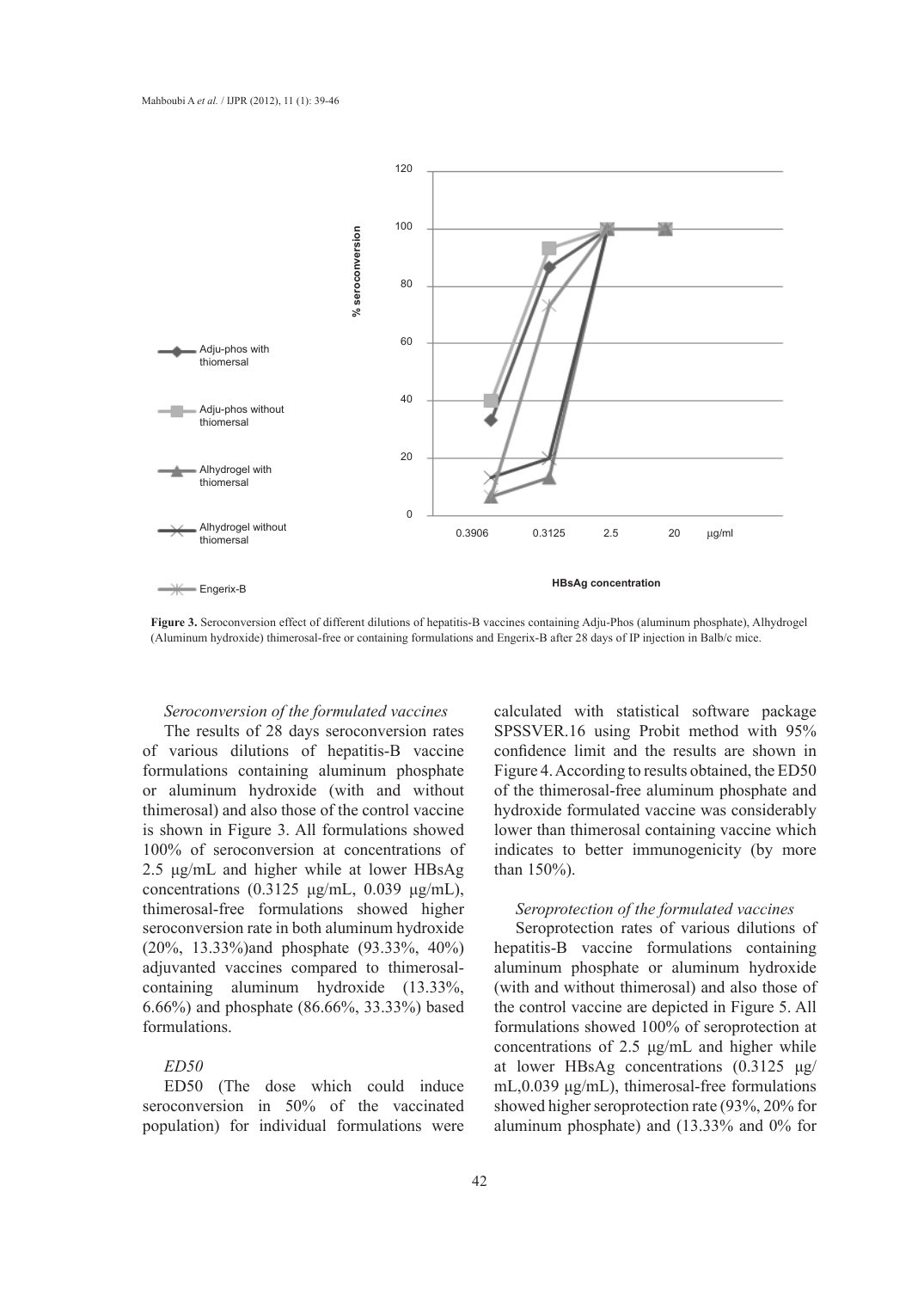**Figure 3.** Seroconversion effect of different dilutions of hepatitis-B vaccines containing Adju-Phos (aluminum phosphate), Alhydrogel (Aluminum hydroxide) thimerosal-free or containing formulations and Engerix-B after 28 days of IP injection in Balb/c mice.

*Seroconversion of the formulated vaccines*

The results of 28 days seroconversion rates of various dilutions of hepatitis-B vaccine formulations containing aluminum phosphate or aluminum hydroxide (with and without thimerosal) and also those of the control vaccine is shown in Figure 3. All formulations showed 100% of seroconversion at concentrations of 2.5 μg/mL and higher while at lower HBsAg concentrations (0.3125 μg/mL, 0.039 μg/mL), thimerosal-free formulations showed higher seroconversion rate in both aluminum hydroxide (20%, 13.33%)and phosphate (93.33%, 40%) adjuvanted vaccines compared to thimerosal-containing aluminum hydroxide (13.33%, 6.66%) and phosphate (86.66%, 33.33%) based formulations.

*ED50*

ED50 (The dose which could induce seroconversion in 50% of the vaccinated population) for individual formulations were calculated with statistical software package SPSSVER.16 using Probit method with 95% confidence limit and the results are shown in Figure 4. According to results obtained, the ED50 of the thimerosal-free aluminum phosphate and hydroxide formulated vaccine was considerably lower than thimerosal containing vaccine which indicates to better immunogenicity (by more than 150%).

*Seroprotection of the formulated vaccines*

Seroprotection rates of various dilutions of hepatitis-B vaccine formulations containing aluminum phosphate or aluminum hydroxide (with and without thimerosal) and also those of the control vaccine are depicted in Figure 5. All formulations showed 100% of seroprotection at concentrations of 2.5 μg/mL and higher while at lower HBsAg concentrations (0.3125 μg/mL,0.039 μg/mL), thimerosal-free formulations showed higher seroprotection rate (93%, 20% for aluminum phosphate) and (13.33% and 0% for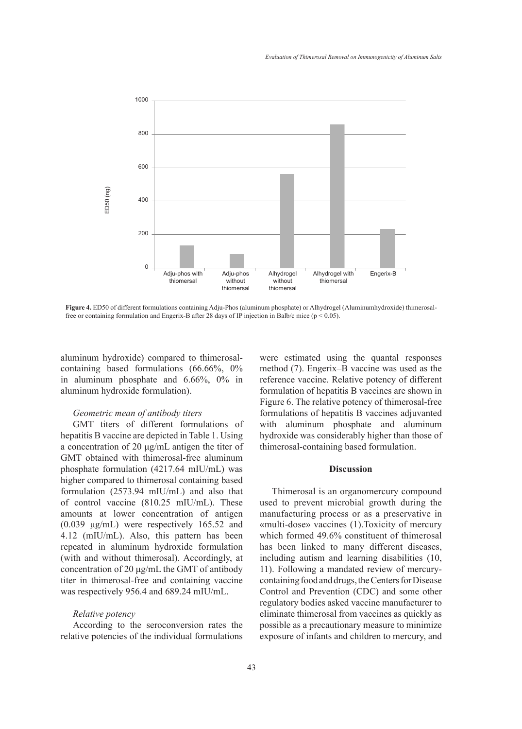**Figure 4.** ED50 of different formulations containing Adju-Phos (aluminum phosphate) or Alhydrogel (Aluminumhydroxide) thimerosal-free or containing formulation and Engerix-B after 28 days of IP injection in Balb/c mice ($p < 0.05$).

aluminum hydroxide) compared to thimerosal-containing based formulations (66.66%, 0% in aluminum phosphate and 6.66%, 0% in aluminum hydroxide formulation).

### *Geometric mean of antibody titers*

GMT titers of different formulations of hepatitis B vaccine are depicted in Table 1. Using a concentration of 20 µg/mL antigen the titer of GMT obtained with thimerosal-free aluminum phosphate formulation (4217.64 mIU/mL) was higher compared to thimerosal containing based formulation (2573.94 mIU/mL) and also that of control vaccine (810.25 mIU/mL). These amounts at lower concentration of antigen (0.039 µg/mL) were respectively 165.52 and 4.12 (mIU/mL). Also, this pattern has been repeated in aluminum hydroxide formulation (with and without thimerosal). Accordingly, at concentration of 20 µg/mL the GMT of antibody titer in thimerosal-free and containing vaccine was respectively 956.4 and 689.24 mIU/mL.

### *Relative potency*

According to the seroconversion rates the relative potencies of the individual formulations were estimated using the quantal responses method (7). Engerix–B vaccine was used as the reference vaccine. Relative potency of different formulation of hepatitis B vaccines are shown in Figure 6. The relative potency of thimerosal-free formulations of hepatitis B vaccines adjuvanted with aluminum phosphate and aluminum hydroxide was considerably higher than those of thimerosal-containing based formulation.

## Discussion

Thimerosal is an organomercury compound used to prevent microbial growth during the manufacturing process or as a preservative in «multi-dose» vaccines (1).Toxicity of mercury which formed 49.6% constituent of thimerosal has been linked to many different diseases, including autism and learning disabilities (10, 11). Following a mandated review of mercury-containing food and drugs, the Centers for Disease Control and Prevention (CDC) and some other regulatory bodies asked vaccine manufacturer to eliminate thimerosal from vaccines as quickly as possible as a precautionary measure to minimize exposure of infants and children to mercury, and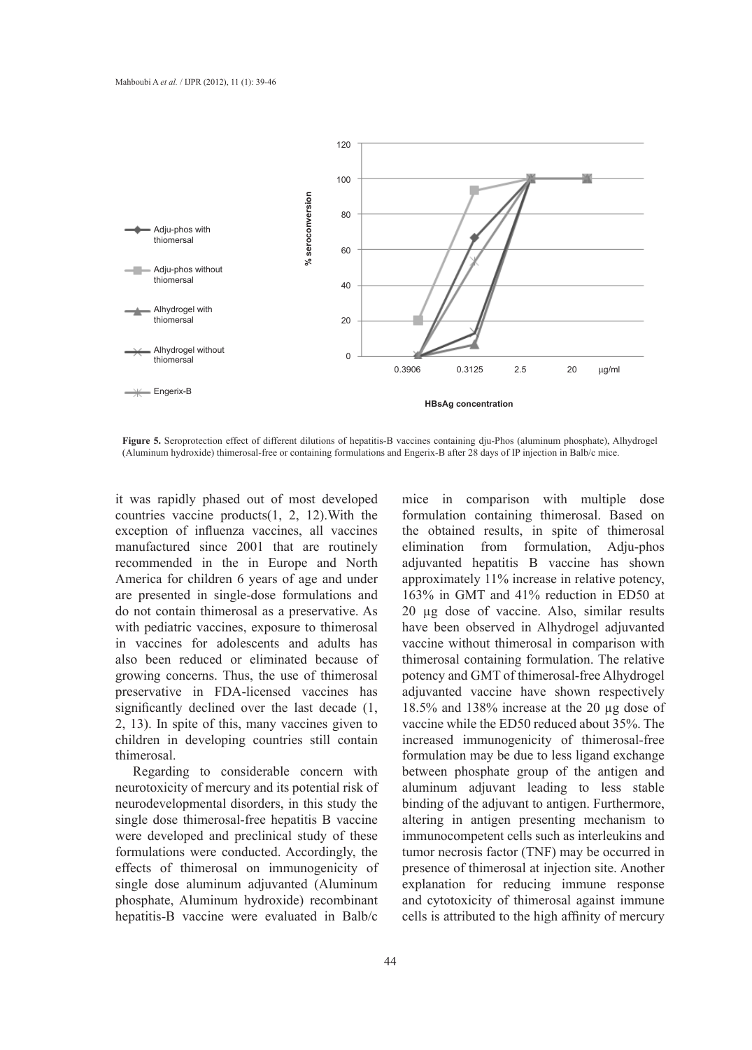**Figure 5.** Seroprotection effect of different dilutions of hepatitis-B vaccines containing dju-Phos (aluminum phosphate), Alhydrogel (Aluminum hydroxide) thimerosal-free or containing formulations and Engerix-B after 28 days of IP injection in Balb/c mice.

it was rapidly phased out of most developed countries vaccine products(1, 2, 12).With the exception of influenza vaccines, all vaccines manufactured since 2001 that are routinely recommended in the in Europe and North America for children 6 years of age and under are presented in single-dose formulations and do not contain thimerosal as a preservative. As with pediatric vaccines, exposure to thimerosal in vaccines for adolescents and adults has also been reduced or eliminated because of growing concerns. Thus, the use of thimerosal preservative in FDA-licensed vaccines has significantly declined over the last decade (1, 2, 13). In spite of this, many vaccines given to children in developing countries still contain thimerosal.

Regarding to considerable concern with neurotoxicity of mercury and its potential risk of neurodevelopmental disorders, in this study the single dose thimerosal-free hepatitis B vaccine were developed and preclinical study of these formulations were conducted. Accordingly, the effects of thimerosal on immunogenicity of single dose aluminum adjuvanted (Aluminum phosphate, Aluminum hydroxide) recombinant hepatitis-B vaccine were evaluated in Balb/c mice in comparison with multiple dose formulation containing thimerosal. Based on the obtained results, in spite of thimerosal elimination from formulation, Adju-phos adjuvanted hepatitis B vaccine has shown approximately 11% increase in relative potency, 163% in GMT and 41% reduction in ED50 at 20 µg dose of vaccine. Also, similar results have been observed in Alhydrogel adjuvanted vaccine without thimerosal in comparison with thimerosal containing formulation. The relative potency and GMT of thimerosal-free Alhydrogel adjuvanted vaccine have shown respectively 18.5% and 138% increase at the 20 µg dose of vaccine while the ED50 reduced about 35%. The increased immunogenicity of thimerosal-free formulation may be due to less ligand exchange between phosphate group of the antigen and aluminum adjuvant leading to less stable binding of the adjuvant to antigen. Furthermore, altering in antigen presenting mechanism to immunocompetent cells such as interleukins and tumor necrosis factor (TNF) may be occurred in presence of thimerosal at injection site. Another explanation for reducing immune response and cytotoxicity of thimerosal against immune cells is attributed to the high affinity of mercury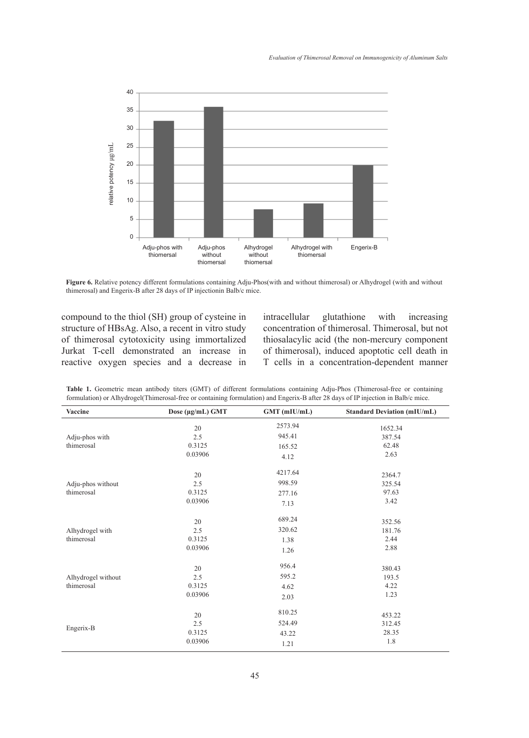Figure 6. Relative potency different formulations containing Adju-Phos(with and without thimerosal) or Alhydrogel (with and without thimerosal) and Engerix-B after 28 days of IP injectionin Balb/c mice.

compound to the thiol (SH) group of cysteine in structure of HBsAg. Also, a recent in vitro study of thimerosal cytotoxicity using immortalized Jurkat T-cell demonstrated an increase in reactive oxygen species and a decrease in intracellular glutathione with increasing concentration of thimerosal. Thimerosal, but not thiosalacylic acid (the non-mercury component of thimerosal), induced apoptotic cell death in T cells in a concentration-dependent manner

**Table 1.** Geometric mean antibody titers (GMT) of different formulations containing Adju-Phos (Thimerosal-free or containing formulation) or Alhydrogel(Thimerosal-free or containing formulation) and Engerix-B after 28 days of IP injection in Balb/c mice.

| Vaccine | Dose (µg/mL) GMT | GMT (mIU/mL) | Standard Deviation (mIU/mL) |
|---|---|---|---|
| Adju-phos with thimerosal | 20 | 2573.94 | 1652.34 |
| | 2.5 | 945.41 | 387.54 |
| | 0.3125 | 165.52 | 62.48 |
| | 0.03906 | 4.12 | 2.63 |
| Adju-phos without thimerosal | 20 | 4217.64 | 2364.7 |
| | 2.5 | 998.59 | 325.54 |
| | 0.3125 | 277.16 | 97.63 |
| | 0.03906 | 7.13 | 3.42 |
| Alhydrogel with thimerosal | 20 | 689.24 | 352.56 |
| | 2.5 | 320.62 | 181.76 |
| | 0.3125 | 1.38 | 2.44 |
| | 0.03906 | 1.26 | 2.88 |
| Alhydrogel without thimerosal | 20 | 956.4 | 380.43 |
| | 2.5 | 595.2 | 193.5 |
| | 0.3125 | 4.62 | 4.22 |
| | 0.03906 | 2.03 | 1.23 |
| Engerix-B | 20 | 810.25 | 453.22 |
| | 2.5 | 524.49 | 312.45 |
| | 0.3125 | 43.22 | 28.35 |
| | 0.03906 | 1.21 | 1.8 |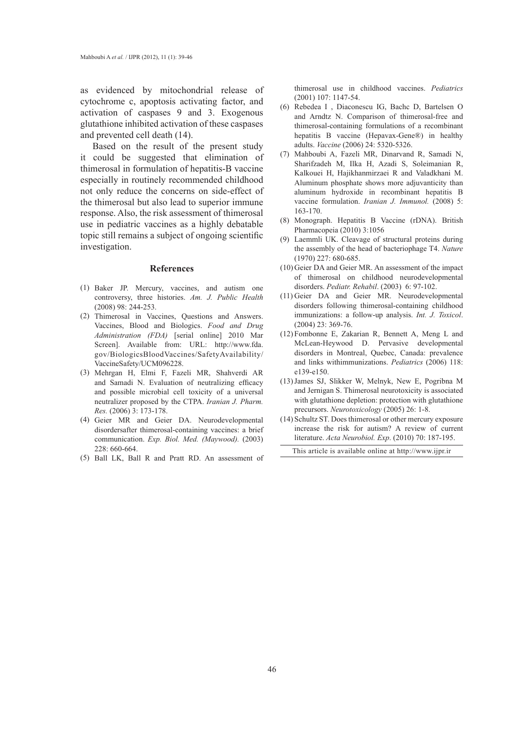as evidenced by mitochondrial release of cytochrome c, apoptosis activating factor, and activation of caspases 9 and 3. Exogenous glutathione inhibited activation of these caspases and prevented cell death (14).

Based on the result of the present study it could be suggested that elimination of thimerosal in formulation of hepatitis-B vaccine especially in routinely recommended childhood not only reduce the concerns on side-effect of the thimerosal but also lead to superior immune response. Also, the risk assessment of thimerosal use in pediatric vaccines as a highly debatable topic still remains a subject of ongoing scientific investigation.

## References

(1) Baker JP. Mercury, vaccines, and autism one controversy, three histories. *Am. J. Public Health* (2008) 98: 244-253.

(2) Thimerosal in Vaccines, Questions and Answers. Vaccines, Blood and Biologics. *Food and Drug Administration (FDA)* [serial online] 2010 Mar Screen]. Available from: URL: http://www.fda.gov/BiologicsBloodVaccines/SafetyAvailability/VaccineSafety/UCM096228.

(3) Mehrgan H, Elmi F, Fazeli MR, Shahverdi AR and Samadi N. Evaluation of neutralizing efficacy and possible microbial cell toxicity of a universal neutralizer proposed by the CTPA. *Iranian J. Pharm. Res.* (2006) 3: 173-178.

(4) Geier MR and Geier DA. Neurodevelopmental disordersafter thimerosal-containing vaccines: a brief communication. *Exp. Biol. Med. (Maywood).* (2003) 228: 660-664.

(5) Ball LK, Ball R and Pratt RD. An assessment of thimerosal use in childhood vaccines. *Pediatrics* (2001) 107: 1147-54.

(6) Rebedea I , Diaconescu IG, Bachc D, Bartelsen O and Arndtz N. Comparison of thimerosal-free and thimerosal-containing formulations of a recombinant hepatitis B vaccine (Hepavax-Gene®) in healthy adults. *Vaccine* (2006) 24: 5320-5326.

(7) Mahboubi A, Fazeli MR, Dinarvand R, Samadi N, Sharifzadeh M, Ilka H, Azadi S, Soleimanian R, Kalkouei H, Hajikhanmirzaei R and Valadkhani M. Aluminum phosphate shows more adjuvanticity than aluminum hydroxide in recombinant hepatitis B vaccine formulation. *Iranian J. Immunol.* (2008) 5: 163-170.

(8) Monograph. Hepatitis B Vaccine (rDNA). British Pharmacopeia (2010) 3:1056

(9) Laemmli UK. Cleavage of structural proteins during the assembly of the head of bacteriophage T4. *Nature* (1970) 227: 680-685.

(10) Geier DA and Geier MR. An assessment of the impact of thimerosal on childhood neurodevelopmental disorders. *Pediatr. Rehabil*. (2003) 6: 97-102.

(11) Geier DA and Geier MR. Neurodevelopmental disorders following thimerosal-containing childhood immunizations: a follow-up analysis. *Int. J. Toxicol*. (2004) 23: 369-76.

(12) Fombonne E, Zakarian R, Bennett A, Meng L and McLean-Heywood D. Pervasive developmental disorders in Montreal, Quebec, Canada: prevalence and links withimmunizations. *Pediatrics* (2006) 118: e139-e150.

(13) James SJ, Slikker W, Melnyk, New E, Pogribna M and Jernigan S. Thimerosal neurotoxicity is associated with glutathione depletion: protection with glutathione precursors. *Neurotoxicology* (2005) 26: 1-8.

(14) Schultz ST. Does thimerosal or other mercury exposure increase the risk for autism? A review of current literature. *Acta Neurobiol. Exp*. (2010) 70: 187-195.

This article is available online at http://www.ijpr.ir